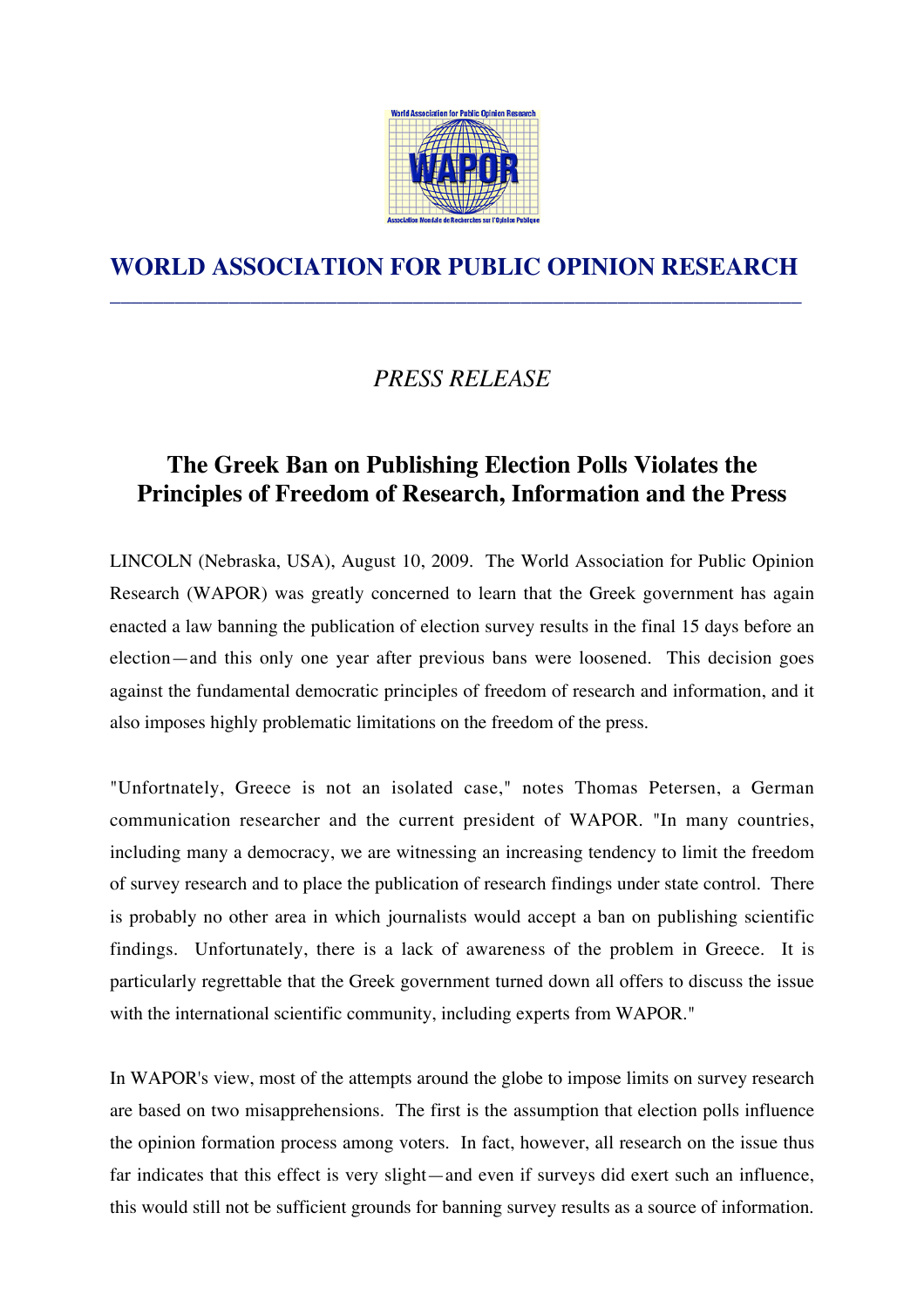# WORLD ASSOCIATION FOR PUBLIC OPINION RESEARCH

*PRESS RELEASE*

## The Greek Ban on Publishing Election Polls Violates the Principles of Freedom of Research, Information and the Press

LINCOLN (Nebraska, USA), August 10, 2009. The World Association for Public Opinion Research (WAPOR) was greatly concerned to learn that the Greek government has again enacted a law banning the publication of election survey results in the final 15 days before an election—and this only one year after previous bans were loosened. This decision goes against the fundamental democratic principles of freedom of research and information, and it also imposes highly problematic limitations on the freedom of the press.

"Unfortnately, Greece is not an isolated case," notes Thomas Petersen, a German communication researcher and the current president of WAPOR. "In many countries, including many a democracy, we are witnessing an increasing tendency to limit the freedom of survey research and to place the publication of research findings under state control. There is probably no other area in which journalists would accept a ban on publishing scientific findings. Unfortunately, there is a lack of awareness of the problem in Greece. It is particularly regrettable that the Greek government turned down all offers to discuss the issue with the international scientific community, including experts from WAPOR."

In WAPOR's view, most of the attempts around the globe to impose limits on survey research are based on two misapprehensions. The first is the assumption that election polls influence the opinion formation process among voters. In fact, however, all research on the issue thus far indicates that this effect is very slight—and even if surveys did exert such an influence, this would still not be sufficient grounds for banning survey results as a source of information.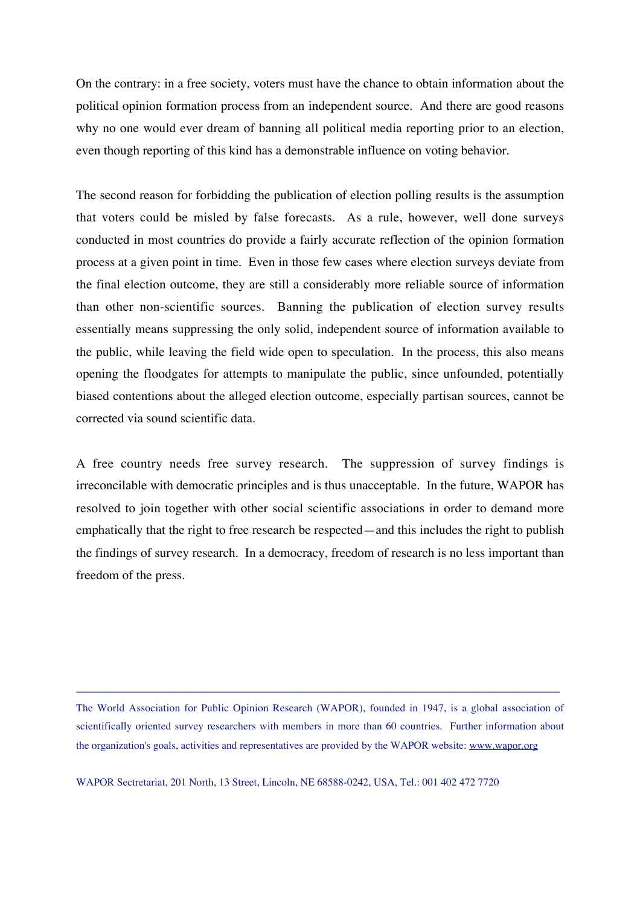On the contrary: in a free society, voters must have the chance to obtain information about the political opinion formation process from an independent source. And there are good reasons why no one would ever dream of banning all political media reporting prior to an election, even though reporting of this kind has a demonstrable influence on voting behavior.

The second reason for forbidding the publication of election polling results is the assumption that voters could be misled by false forecasts. As a rule, however, well done surveys conducted in most countries do provide a fairly accurate reflection of the opinion formation process at a given point in time. Even in those few cases where election surveys deviate from the final election outcome, they are still a considerably more reliable source of information than other non-scientific sources. Banning the publication of election survey results essentially means suppressing the only solid, independent source of information available to the public, while leaving the field wide open to speculation. In the process, this also means opening the floodgates for attempts to manipulate the public, since unfounded, potentially biased contentions about the alleged election outcome, especially partisan sources, cannot be corrected via sound scientific data.

A free country needs free survey research. The suppression of survey findings is irreconcilable with democratic principles and is thus unacceptable. In the future, WAPOR has resolved to join together with other social scientific associations in order to demand more emphatically that the right to free research be respected—and this includes the right to publish the findings of survey research. In a democracy, freedom of research is no less important than freedom of the press.

---

The World Association for Public Opinion Research (WAPOR), founded in 1947, is a global association of scientifically oriented survey researchers with members in more than 60 countries. Further information about the organization's goals, activities and representatives are provided by the WAPOR website: www.wapor.org

WAPOR Sectretariat, 201 North, 13 Street, Lincoln, NE 68588-0242, USA, Tel.: 001 402 472 7720